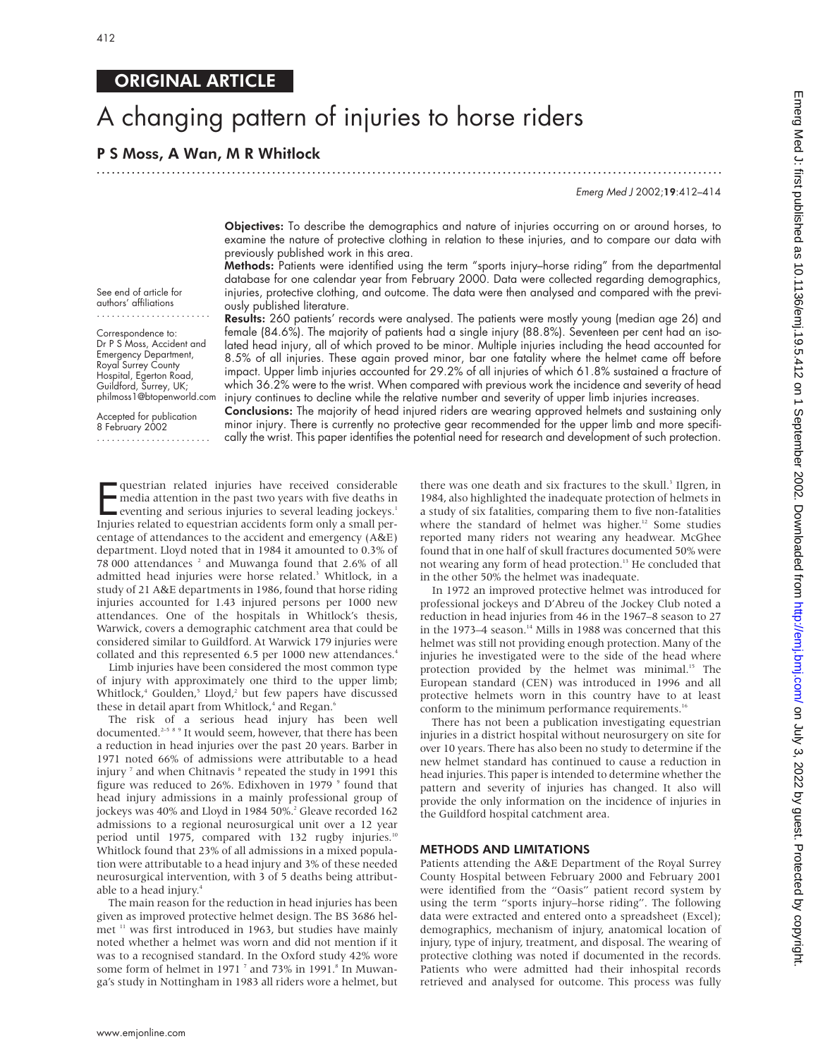ORIGINAL ARTICLE

# A changing pattern of injuries to horse riders

**P S Moss, A Wan, M R Whitlock**

See end of article for authors' affiliations

Correspondence to: Dr P S Moss, Accident and Emergency Department, Royal Surrey County Hospital, Egerton Road, Guildford, Surrey, UK; philmoss1@btopenworld.com

Accepted for publication 8 February 2002

**Objectives:** To describe the demographics and nature of injuries occurring on or around horses, to examine the nature of protective clothing in relation to these injuries, and to compare our data with previously published work in this area.

**Methods:** Patients were identified using the term "sports injury–horse riding" from the departmental database for one calendar year from February 2000. Data were collected regarding demographics, injuries, protective clothing, and outcome. The data were then analysed and compared with the previously published literature.

**Results:** 260 patients' records were analysed. The patients were mostly young (median age 26) and female (84.6%). The majority of patients had a single injury (88.8%). Seventeen per cent had an isolated head injury, all of which proved to be minor. Multiple injuries including the head accounted for 8.5% of all injuries. These again proved minor, bar one fatality where the helmet came off before impact. Upper limb injuries accounted for 29.2% of all injuries of which 61.8% sustained a fracture of which 36.2% were to the wrist. When compared with previous work the incidence and severity of head injury continues to decline while the relative number and severity of upper limb injuries increases.

**Conclusions:** The majority of head injured riders are wearing approved helmets and sustaining only minor injury. There is currently no protective gear recommended for the upper limb and more specifically the wrist. This paper identifies the potential need for research and development of such protection.

Equestrian related injuries have received considerable media attention in the past two years with five deaths in eventing and serious injuries to several leading jockeys.[1] Injuries related to equestrian accidents form only a small percentage of attendances to the accident and emergency (A&E) department. Lloyd noted that in 1984 it amounted to 0.3% of 78 000 attendances [2] and Muwanga found that 2.6% of all admitted head injuries were horse related.[3] Whitlock, in a study of 21 A&E departments in 1986, found that horse riding injuries accounted for 1.43 injured persons per 1000 new attendances. One of the hospitals in Whitlock's thesis, Warwick, covers a demographic catchment area that could be considered similar to Guildford. At Warwick 179 injuries were collated and this represented 6.5 per 1000 new attendances.[4]

Limb injuries have been considered the most common type of injury with approximately one third to the upper limb; Whitlock,[4] Goulden,[5] Lloyd,[2] but few papers have discussed these in detail apart from Whitlock,[4] and Regan.[6]

The risk of a serious head injury has been well documented.[2–5 8 9] It would seem, however, that there has been a reduction in head injuries over the past 20 years. Barber in 1971 noted 66% of admissions were attributable to a head injury [7] and when Chitnavis [8] repeated the study in 1991 this figure was reduced to 26%. Edixhoven in 1979 [9] found that head injury admissions in a mainly professional group of jockeys was 40% and Lloyd in 1984 50%.[2] Gleave recorded 162 admissions to a regional neurosurgical unit over a 12 year period until 1975, compared with 132 rugby injuries.[10] Whitlock found that 23% of all admissions in a mixed population were attributable to a head injury and 3% of these needed neurosurgical intervention, with 3 of 5 deaths being attributable to a head injury.[4]

The main reason for the reduction in head injuries has been given as improved protective helmet design. The BS 3686 helmet [11] was first introduced in 1963, but studies have mainly noted whether a helmet was worn and did not mention if it was to a recognised standard. In the Oxford study 42% wore some form of helmet in 1971 [7] and 73% in 1991.[8] In Muwanga's study in Nottingham in 1983 all riders wore a helmet, but there was one death and six fractures to the skull.[3] Ilgren, in 1984, also highlighted the inadequate protection of helmets in a study of six fatalities, comparing them to five non-fatalities where the standard of helmet was higher.[12] Some studies reported many riders not wearing any headwear. McGhee found that in one half of skull fractures documented 50% were not wearing any form of head protection.[13] He concluded that in the other 50% the helmet was inadequate.

In 1972 an improved protective helmet was introduced for professional jockeys and D'Abreu of the Jockey Club noted a reduction in head injuries from 46 in the 1967–8 season to 27 in the 1973–4 season.[14] Mills in 1988 was concerned that this helmet was still not providing enough protection. Many of the injuries he investigated were to the side of the head where protection provided by the helmet was minimal.[15] The European standard (CEN) was introduced in 1996 and all protective helmets worn in this country have to at least conform to the minimum performance requirements.[16]

There has not been a publication investigating equestrian injuries in a district hospital without neurosurgery on site for over 10 years. There has also been no study to determine if the new helmet standard has continued to cause a reduction in head injuries. This paper is intended to determine whether the pattern and severity of injuries has changed. It also will provide the only information on the incidence of injuries in the Guildford hospital catchment area.

## METHODS AND LIMITATIONS

Patients attending the A&E Department of the Royal Surrey County Hospital between February 2000 and February 2001 were identified from the "Oasis" patient record system by using the term "sports injury–horse riding". The following data were extracted and entered onto a spreadsheet (Excel); demographics, mechanism of injury, anatomical location of injury, type of injury, treatment, and disposal. The wearing of protective clothing was noted if documented in the records. Patients who were admitted had their inhospital records retrieved and analysed for outcome. This process was fully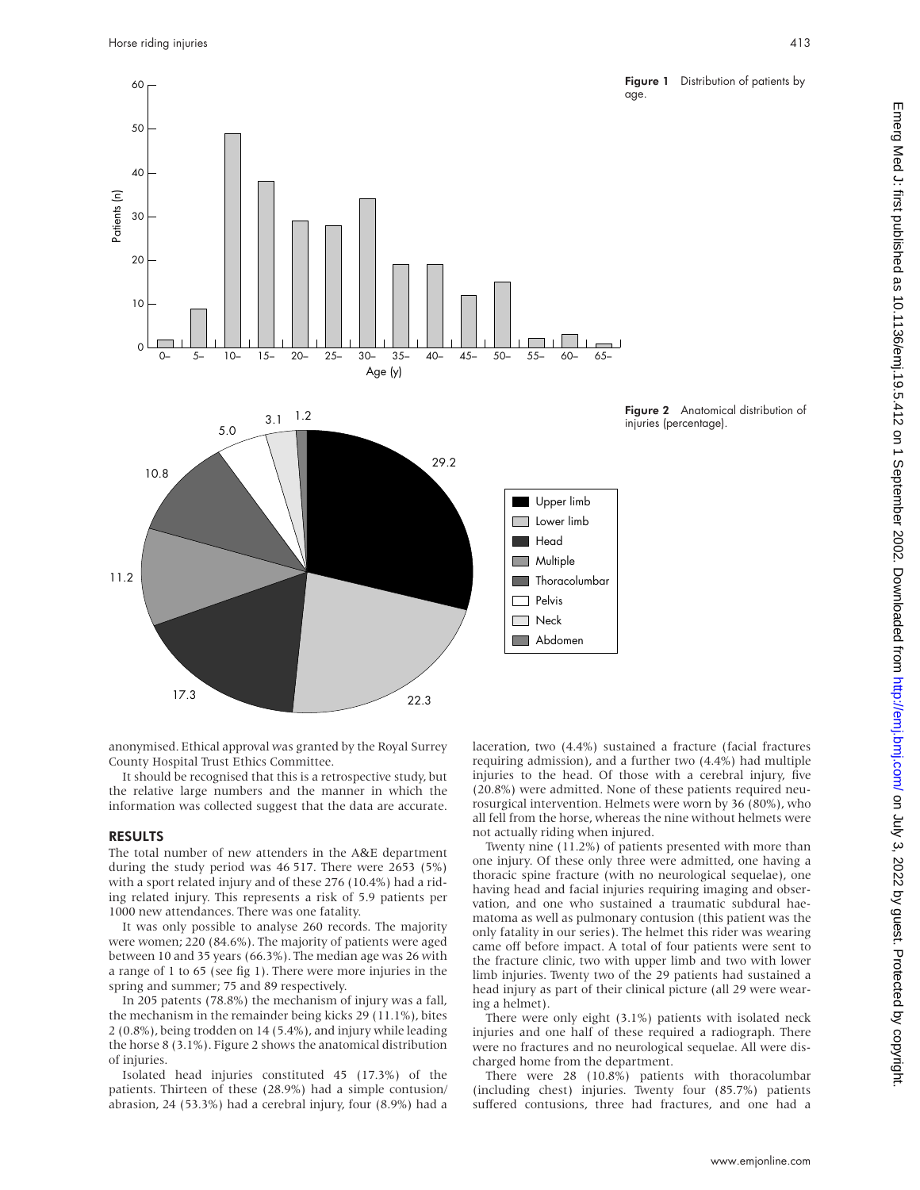Figure 1 Distribution of patients by age.

Figure 2 Anatomical distribution of injuries (percentage).

anonymised. Ethical approval was granted by the Royal Surrey County Hospital Trust Ethics Committee.

It should be recognised that this is a retrospective study, but the relative large numbers and the manner in which the information was collected suggest that the data are accurate.

## RESULTS

The total number of new attenders in the A&E department during the study period was 46 517. There were 2653 (5%) with a sport related injury and of these 276 (10.4%) had a riding related injury. This represents a risk of 5.9 patients per 1000 new attendances. There was one fatality.

It was only possible to analyse 260 records. The majority were women; 220 (84.6%). The majority of patients were aged between 10 and 35 years (66.3%). The median age was 26 with a range of 1 to 65 (see fig 1). There were more injuries in the spring and summer; 75 and 89 respectively.

In 205 patents (78.8%) the mechanism of injury was a fall, the mechanism in the remainder being kicks 29 (11.1%), bites 2 (0.8%), being trodden on 14 (5.4%), and injury while leading the horse 8 (3.1%). Figure 2 shows the anatomical distribution of injuries.

Isolated head injuries constituted 45 (17.3%) of the patients. Thirteen of these (28.9%) had a simple contusion/abrasion, 24 (53.3%) had a cerebral injury, four (8.9%) had a laceration, two (4.4%) sustained a fracture (facial fractures requiring admission), and a further two (4.4%) had multiple injuries to the head. Of those with a cerebral injury, five (20.8%) were admitted. None of these patients required neurosurgical intervention. Helmets were worn by 36 (80%), who all fell from the horse, whereas the nine without helmets were not actually riding when injured.

Twenty nine (11.2%) of patients presented with more than one injury. Of these only three were admitted, one having a thoracic spine fracture (with no neurological sequelae), one having head and facial injuries requiring imaging and observation, and one who sustained a traumatic subdural haematoma as well as pulmonary contusion (this patient was the only fatality in our series). The helmet this rider was wearing came off before impact. A total of four patients were sent to the fracture clinic, two with upper limb and two with lower limb injuries. Twenty two of the 29 patients had sustained a head injury as part of their clinical picture (all 29 were wearing a helmet).

There were only eight (3.1%) patients with isolated neck injuries and one half of these required a radiograph. There were no fractures and no neurological sequelae. All were discharged home from the department.

There were 28 (10.8%) patients with thoracolumbar (including chest) injuries. Twenty four (85.7%) patients suffered contusions, three had fractures, and one had a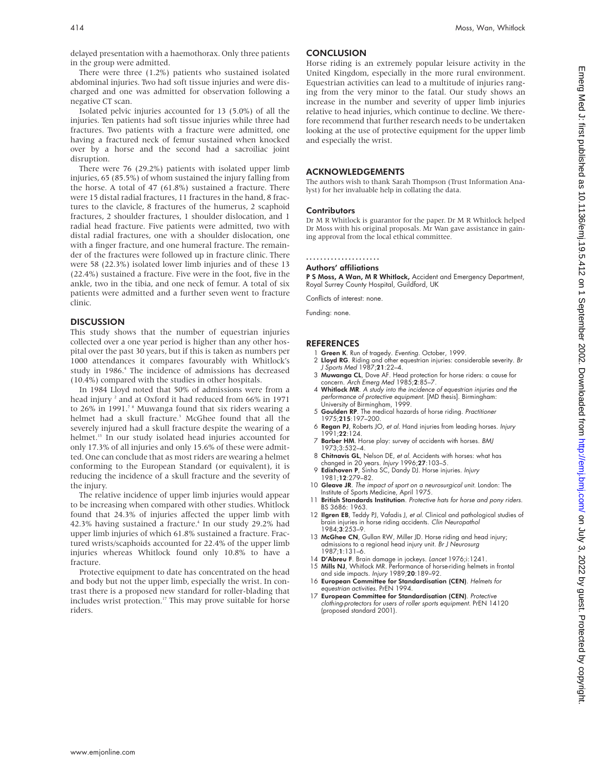delayed presentation with a haemothorax. Only three patients in the group were admitted.

There were three (1.2%) patients who sustained isolated abdominal injuries. Two had soft tissue injuries and were discharged and one was admitted for observation following a negative CT scan.

Isolated pelvic injuries accounted for 13 (5.0%) of all the injuries. Ten patients had soft tissue injuries while three had fractures. Two patients with a fracture were admitted, one having a fractured neck of femur sustained when knocked over by a horse and the second had a sacroiliac joint disruption.

There were 76 (29.2%) patients with isolated upper limb injuries, 65 (85.5%) of whom sustained the injury falling from the horse. A total of 47 (61.8%) sustained a fracture. There were 15 distal radial fractures, 11 fractures in the hand, 8 fractures to the clavicle, 8 fractures of the humerus, 2 scaphoid fractures, 2 shoulder fractures, 1 shoulder dislocation, and 1 radial head fracture. Five patients were admitted, two with distal radial fractures, one with a shoulder dislocation, one with a finger fracture, and one humeral fracture. The remainder of the fractures were followed up in fracture clinic. There were 58 (22.3%) isolated lower limb injuries and of these 13 (22.4%) sustained a fracture. Five were in the foot, five in the ankle, two in the tibia, and one neck of femur. A total of six patients were admitted and a further seven went to fracture clinic.

## DISCUSSION

This study shows that the number of equestrian injuries collected over a one year period is higher than any other hospital over the past 30 years, but if this is taken as numbers per 1000 attendances it compares favourably with Whitlock's study in 1986.[4] The incidence of admissions has decreased (10.4%) compared with the studies in other hospitals.

In 1984 Lloyd noted that 50% of admissions were from a head injury [2] and at Oxford it had reduced from 66% in 1971 to 26% in 1991.[7,8] Muwanga found that six riders wearing a helmet had a skull fracture.[3] McGhee found that all the severely injured had a skull fracture despite the wearing of a helmet.[13] In our study isolated head injuries accounted for only 17.3% of all injuries and only 15.6% of these were admitted. One can conclude that as most riders are wearing a helmet conforming to the European Standard (or equivalent), it is reducing the incidence of a skull fracture and the severity of the injury.

The relative incidence of upper limb injuries would appear to be increasing when compared with other studies. Whitlock found that 24.3% of injuries affected the upper limb with 42.3% having sustained a fracture.[4] In our study 29.2% had upper limb injuries of which 61.8% sustained a fracture. Fractured wrists/scaphoids accounted for 22.4% of the upper limb injuries whereas Whitlock found only 10.8% to have a fracture.

Protective equipment to date has concentrated on the head and body but not the upper limb, especially the wrist. In contrast there is a proposed new standard for roller-blading that includes wrist protection.[17] This may prove suitable for horse riders.

## CONCLUSION

Horse riding is an extremely popular leisure activity in the United Kingdom, especially in the more rural environment. Equestrian activities can lead to a multitude of injuries ranging from the very minor to the fatal. Our study shows an increase in the number and severity of upper limb injuries relative to head injuries, which continue to decline. We therefore recommend that further research needs to be undertaken looking at the use of protective equipment for the upper limb and especially the wrist.

## ACKNOWLEDGEMENTS

The authors wish to thank Sarah Thompson (Trust Information Analyst) for her invaluable help in collating the data.

### Contributors

Dr M R Whitlock is guarantor for the paper. Dr M R Whitlock helped Dr Moss with his original proposals. Mr Wan gave assistance in gaining approval from the local ethical committee.

### Authors' affiliations

**P S Moss, A Wan, M R Whitlock,** Accident and Emergency Department, Royal Surrey County Hospital, Guildford, UK

Conflicts of interest: none.

Funding: none.

## REFERENCES

1. **Green K**. Run of tragedy. *Eventing*. October, 1999.
2. **Lloyd RG**. Riding and other equestrian injuries: considerable severity. *Br J Sports Med* 1987;**21**:22–4.
3. **Muwanga CL**, Dove AF. Head protection for horse riders: a cause for concern. *Arch Emerg Med* 1985;**2**:85–7.
4. **Whitlock MR**. *A study into the incidence of equestrian injuries and the performance of protective equipment*. [MD thesis]. Birmingham: University of Birmingham, 1999.
5. **Goulden RP**. The medical hazards of horse riding. *Practitioner* 1975;**215**:197–200.
6. **Regan PJ**, Roberts JO, *et al*. Hand injuries from leading horses. *Injury* 1991;**22**:124.
7. **Barber HM**. Horse play: survey of accidents with horses. *BMJ* 1973;3:532–4.
8. **Chitnavis GL**, Nelson DE, *et al*. Accidents with horses: what has changed in 20 years. *Injury* 1996;**27**:103–5.
9. **Edixhoven P**, Sinha SC, Dandy DJ. Horse injuries. *Injury* 1981;**12**:279–82.
10. **Gleave JR**. *The impact of sport on a neurosurgical unit*. London: The Institute of Sports Medicine, April 1975.
11. **British Standards Institution**. *Protective hats for horse and pony riders*. BS 3686: 1963.
12. **Ilgren EB**, Teddy PJ, Vafadis J, *et al*. Clinical and pathological studies of brain injuries in horse riding accidents. *Clin Neuropathol* 1984;**3**:253–9.
13. **McGhee CN**, Gullan RW, Miller JD. Horse riding and head injury; admissions to a regional head injury unit. *Br J Neurosurg* 1987;**1**:131–6.
14. **D'Abreu F**. Brain damage in jockeys. *Lancet* 1976;i:1241.
15. **Mills NJ**, Whitlock MR. Performance of horse-riding helmets in frontal and side impacts. *Injury* 1989;**20**:189–92.
16. **European Committee for Standardisation (CEN)**. *Helmets for equestrian activities*. PrEN 1994.
17. **European Committee for Standardisation (CEN)**. *Protective clothing-protectors for users of roller sports equipment*. PrEN 14120 (proposed standard 2001).